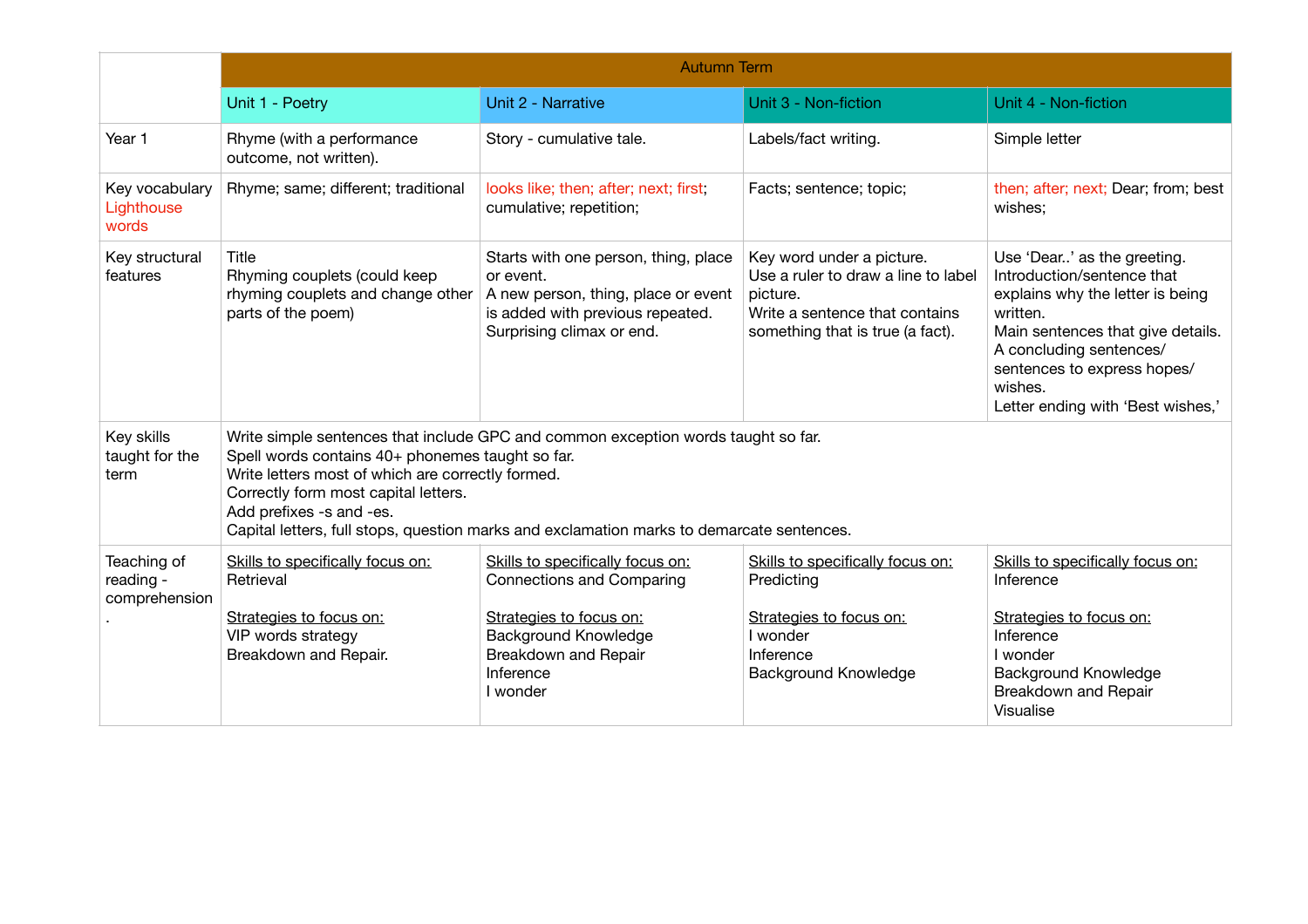| | Autumn Term | | | |
|---|---|---|---|---|
| | Unit 1 - Poetry | Unit 2 - Narrative | Unit 3 - Non-fiction | Unit 4 - Non-fiction |
| Year 1 | Rhyme (with a performance outcome, not written). | Story - cumulative tale. | Labels/fact writing. | Simple letter |
| Key vocabulary Lighthouse words | Rhyme; same; different; traditional | looks like; then; after; next; first; cumulative; repetition; | Facts; sentence; topic; | then; after; next; Dear; from; best wishes; |
| Key structural features | Title<br>Rhyming couplets (could keep rhyming couplets and change other parts of the poem) | Starts with one person, thing, place or event.<br>A new person, thing, place or event is added with previous repeated.<br>Surprising climax or end. | Key word under a picture.<br>Use a ruler to draw a line to label picture.<br>Write a sentence that contains something that is true (a fact). | Use 'Dear..' as the greeting.<br>Introduction/sentence that explains why the letter is being written.<br>Main sentences that give details.<br>A concluding sentences/ sentences to express hopes/ wishes.<br>Letter ending with 'Best wishes,' |
| Key skills taught for the term | Write simple sentences that include GPC and common exception words taught so far.<br>Spell words contains 40+ phonemes taught so far.<br>Write letters most of which are correctly formed.<br>Correctly form most capital letters.<br>Add prefixes -s and -es.<br>Capital letters, full stops, question marks and exclamation marks to demarcate sentences. | | | |
| Teaching of reading - comprehension . | Skills to specifically focus on:<br>Retrieval<br><br>Strategies to focus on:<br>VIP words strategy<br>Breakdown and Repair. | Skills to specifically focus on:<br>Connections and Comparing<br><br>Strategies to focus on:<br>Background Knowledge<br>Breakdown and Repair<br>Inference<br>I wonder | Skills to specifically focus on:<br>Predicting<br><br>Strategies to focus on:<br>I wonder<br>Inference<br>Background Knowledge | Skills to specifically focus on:<br>Inference<br><br>Strategies to focus on:<br>Inference<br>I wonder<br>Background Knowledge<br>Breakdown and Repair<br>Visualise |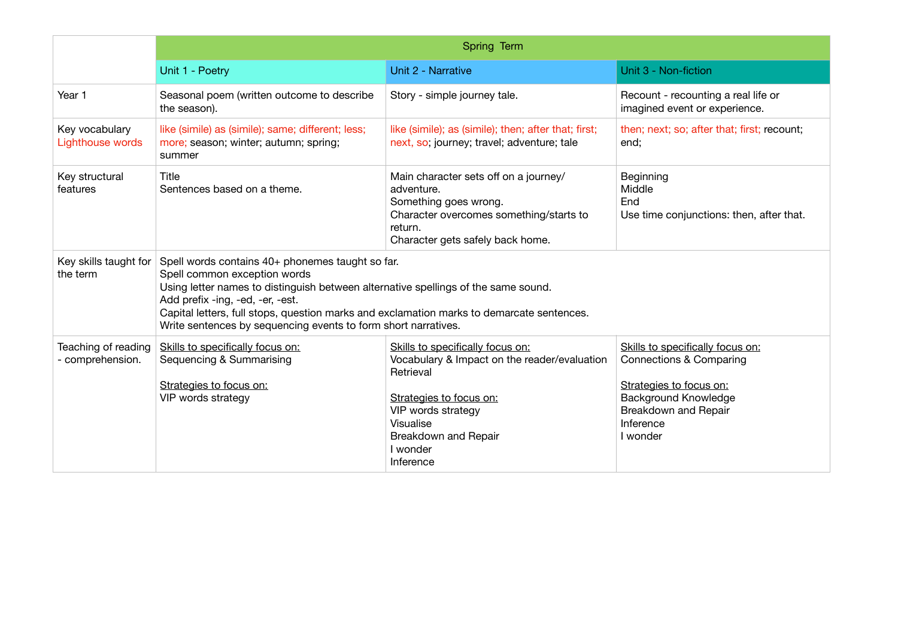| | Spring Term | | |
|---|---|---|---|
| | Unit 1 - Poetry | Unit 2 - Narrative | Unit 3 - Non-fiction |
| Year 1 | Seasonal poem (written outcome to describe the season). | Story - simple journey tale. | Recount - recounting a real life or imagined event or experience. |
| Key vocabulary<br>Lighthouse words | like (simile) as (simile); same; different; less; more; season; winter; autumn; spring; summer | like (simile); as (simile); then; after that; first; next, so; journey; travel; adventure; tale | then; next; so; after that; first; recount; end; |
| Key structural features | Title<br>Sentences based on a theme. | Main character sets off on a journey/ adventure.<br>Something goes wrong.<br>Character overcomes something/starts to return.<br>Character gets safely back home. | Beginning<br>Middle<br>End<br>Use time conjunctions: then, after that. |
| Key skills taught for the term | Spell words contains 40+ phonemes taught so far.<br>Spell common exception words<br>Using letter names to distinguish between alternative spellings of the same sound.<br>Add prefix -ing, -ed, -er, -est.<br>Capital letters, full stops, question marks and exclamation marks to demarcate sentences.<br>Write sentences by sequencing events to form short narratives. | | |
| Teaching of reading - comprehension. | Skills to specifically focus on:<br>Sequencing & Summarising<br><br>Strategies to focus on:<br>VIP words strategy | Skills to specifically focus on:<br>Vocabulary & Impact on the reader/evaluation<br>Retrieval<br><br>Strategies to focus on:<br>VIP words strategy<br>Visualise<br>Breakdown and Repair<br>I wonder<br>Inference | Skills to specifically focus on:<br>Connections & Comparing<br><br>Strategies to focus on:<br>Background Knowledge<br>Breakdown and Repair<br>Inference<br>I wonder |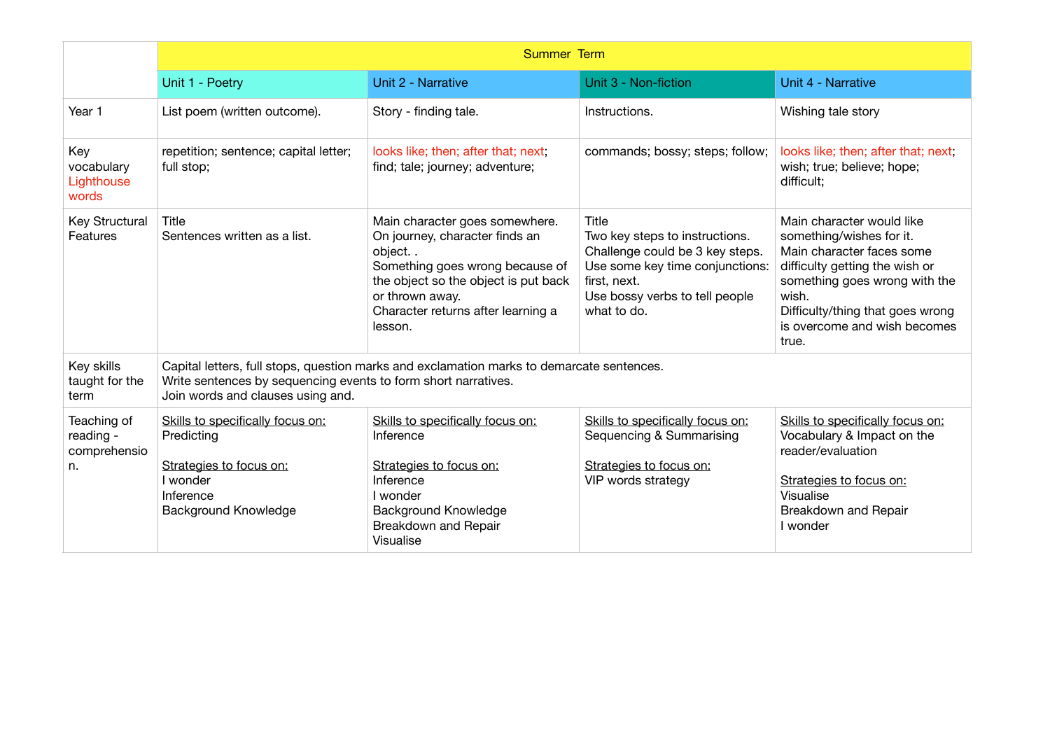| | Summer Term | | | |
|---|---|---|---|---|
| | Unit 1 - Poetry | Unit 2 - Narrative | Unit 3 - Non-fiction | Unit 4 - Narrative |
| Year 1 | List poem (written outcome). | Story - finding tale. | Instructions. | Wishing tale story |
| Key vocabulary Lighthouse words | repetition; sentence; capital letter; full stop; | looks like; then; after that; next; find; tale; journey; adventure; | commands; bossy; steps; follow; | looks like; then; after that; next; wish; true; believe; hope; difficult; |
| Key Structural Features | Title<br>Sentences written as a list. | Main character goes somewhere.<br>On journey, character finds an object. .<br>Something goes wrong because of the object so the object is put back or thrown away.<br>Character returns after learning a lesson. | Title<br>Two key steps to instructions.<br>Challenge could be 3 key steps.<br>Use some key time conjunctions: first, next.<br>Use bossy verbs to tell people what to do. | Main character would like something/wishes for it.<br>Main character faces some difficulty getting the wish or something goes wrong with the wish.<br>Difficulty/thing that goes wrong is overcome and wish becomes true. |
| Key skills taught for the term | Capital letters, full stops, question marks and exclamation marks to demarcate sentences.<br>Write sentences by sequencing events to form short narratives.<br>Join words and clauses using and. | | | |
| Teaching of reading - comprehension. | Skills to specifically focus on:<br>Predicting<br><br>Strategies to focus on:<br>I wonder<br>Inference<br>Background Knowledge | Skills to specifically focus on:<br>Inference<br><br>Strategies to focus on:<br>Inference<br>I wonder<br>Background Knowledge<br>Breakdown and Repair<br>Visualise | Skills to specifically focus on:<br>Sequencing & Summarising<br><br>Strategies to focus on:<br>VIP words strategy | Skills to specifically focus on:<br>Vocabulary & Impact on the reader/evaluation<br><br>Strategies to focus on:<br>Visualise<br>Breakdown and Repair<br>I wonder |